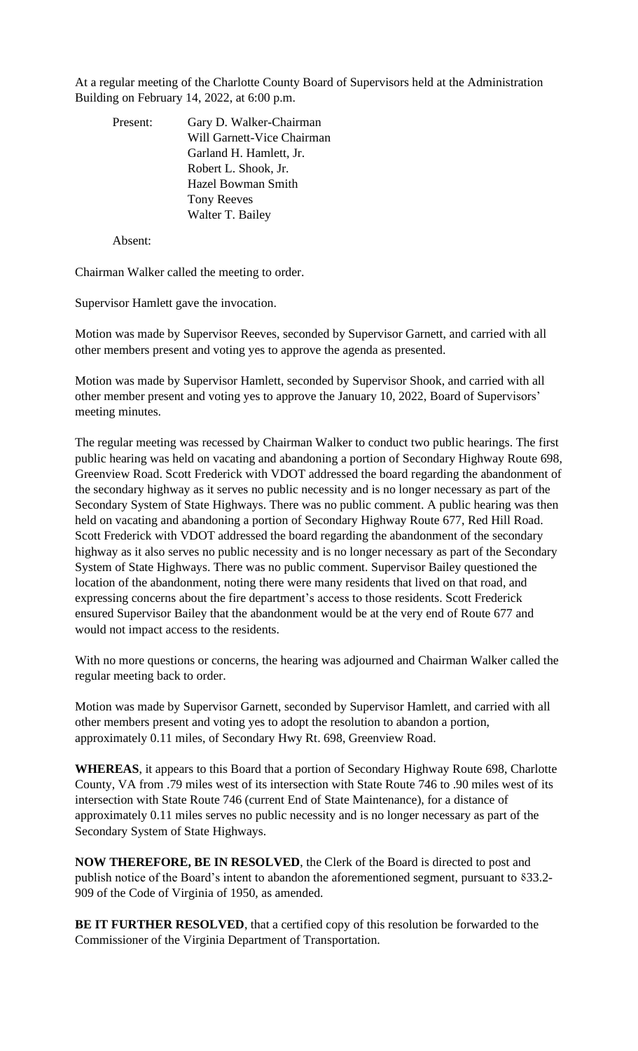At a regular meeting of the Charlotte County Board of Supervisors held at the Administration Building on February 14, 2022, at 6:00 p.m.

Present: Gary D. Walker-Chairman
Will Garnett-Vice Chairman
Garland H. Hamlett, Jr.
Robert L. Shook, Jr.
Hazel Bowman Smith
Tony Reeves
Walter T. Bailey

Absent:

Chairman Walker called the meeting to order.

Supervisor Hamlett gave the invocation.

Motion was made by Supervisor Reeves, seconded by Supervisor Garnett, and carried with all other members present and voting yes to approve the agenda as presented.

Motion was made by Supervisor Hamlett, seconded by Supervisor Shook, and carried with all other member present and voting yes to approve the January 10, 2022, Board of Supervisors' meeting minutes.

The regular meeting was recessed by Chairman Walker to conduct two public hearings. The first public hearing was held on vacating and abandoning a portion of Secondary Highway Route 698, Greenview Road. Scott Frederick with VDOT addressed the board regarding the abandonment of the secondary highway as it serves no public necessity and is no longer necessary as part of the Secondary System of State Highways. There was no public comment. A public hearing was then held on vacating and abandoning a portion of Secondary Highway Route 677, Red Hill Road. Scott Frederick with VDOT addressed the board regarding the abandonment of the secondary highway as it also serves no public necessity and is no longer necessary as part of the Secondary System of State Highways. There was no public comment. Supervisor Bailey questioned the location of the abandonment, noting there were many residents that lived on that road, and expressing concerns about the fire department's access to those residents. Scott Frederick ensured Supervisor Bailey that the abandonment would be at the very end of Route 677 and would not impact access to the residents.

With no more questions or concerns, the hearing was adjourned and Chairman Walker called the regular meeting back to order.

Motion was made by Supervisor Garnett, seconded by Supervisor Hamlett, and carried with all other members present and voting yes to adopt the resolution to abandon a portion, approximately 0.11 miles, of Secondary Hwy Rt. 698, Greenview Road.

**WHEREAS**, it appears to this Board that a portion of Secondary Highway Route 698, Charlotte County, VA from .79 miles west of its intersection with State Route 746 to .90 miles west of its intersection with State Route 746 (current End of State Maintenance), for a distance of approximately 0.11 miles serves no public necessity and is no longer necessary as part of the Secondary System of State Highways.

**NOW THEREFORE, BE IN RESOLVED**, the Clerk of the Board is directed to post and publish notice of the Board's intent to abandon the aforementioned segment, pursuant to §33.2-909 of the Code of Virginia of 1950, as amended.

**BE IT FURTHER RESOLVED**, that a certified copy of this resolution be forwarded to the Commissioner of the Virginia Department of Transportation.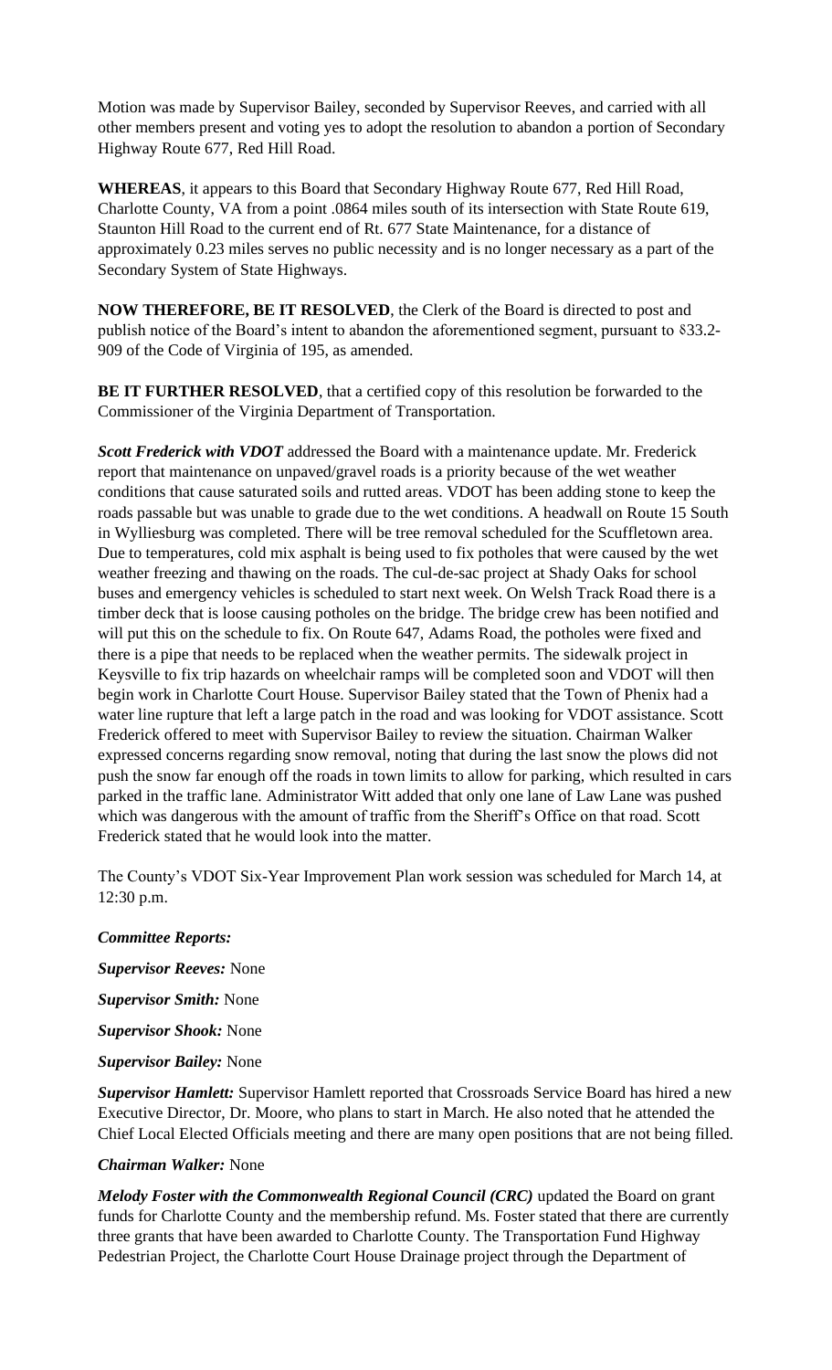Motion was made by Supervisor Bailey, seconded by Supervisor Reeves, and carried with all other members present and voting yes to adopt the resolution to abandon a portion of Secondary Highway Route 677, Red Hill Road.

**WHEREAS**, it appears to this Board that Secondary Highway Route 677, Red Hill Road, Charlotte County, VA from a point .0864 miles south of its intersection with State Route 619, Staunton Hill Road to the current end of Rt. 677 State Maintenance, for a distance of approximately 0.23 miles serves no public necessity and is no longer necessary as a part of the Secondary System of State Highways.

**NOW THEREFORE, BE IT RESOLVED**, the Clerk of the Board is directed to post and publish notice of the Board's intent to abandon the aforementioned segment, pursuant to §33.2-909 of the Code of Virginia of 195, as amended.

**BE IT FURTHER RESOLVED**, that a certified copy of this resolution be forwarded to the Commissioner of the Virginia Department of Transportation.

***Scott Frederick with VDOT*** addressed the Board with a maintenance update. Mr. Frederick report that maintenance on unpaved/gravel roads is a priority because of the wet weather conditions that cause saturated soils and rutted areas. VDOT has been adding stone to keep the roads passable but was unable to grade due to the wet conditions. A headwall on Route 15 South in Wylliesburg was completed. There will be tree removal scheduled for the Scuffletown area. Due to temperatures, cold mix asphalt is being used to fix potholes that were caused by the wet weather freezing and thawing on the roads. The cul-de-sac project at Shady Oaks for school buses and emergency vehicles is scheduled to start next week. On Welsh Track Road there is a timber deck that is loose causing potholes on the bridge. The bridge crew has been notified and will put this on the schedule to fix. On Route 647, Adams Road, the potholes were fixed and there is a pipe that needs to be replaced when the weather permits. The sidewalk project in Keysville to fix trip hazards on wheelchair ramps will be completed soon and VDOT will then begin work in Charlotte Court House. Supervisor Bailey stated that the Town of Phenix had a water line rupture that left a large patch in the road and was looking for VDOT assistance. Scott Frederick offered to meet with Supervisor Bailey to review the situation. Chairman Walker expressed concerns regarding snow removal, noting that during the last snow the plows did not push the snow far enough off the roads in town limits to allow for parking, which resulted in cars parked in the traffic lane. Administrator Witt added that only one lane of Law Lane was pushed which was dangerous with the amount of traffic from the Sheriff's Office on that road. Scott Frederick stated that he would look into the matter.

The County's VDOT Six-Year Improvement Plan work session was scheduled for March 14, at 12:30 p.m.

***Committee Reports:***

***Supervisor Reeves:*** None

***Supervisor Smith:*** None

***Supervisor Shook:*** None

***Supervisor Bailey:*** None

***Supervisor Hamlett:*** Supervisor Hamlett reported that Crossroads Service Board has hired a new Executive Director, Dr. Moore, who plans to start in March. He also noted that he attended the Chief Local Elected Officials meeting and there are many open positions that are not being filled.

***Chairman Walker:*** None

***Melody Foster with the Commonwealth Regional Council (CRC)*** updated the Board on grant funds for Charlotte County and the membership refund. Ms. Foster stated that there are currently three grants that have been awarded to Charlotte County. The Transportation Fund Highway Pedestrian Project, the Charlotte Court House Drainage project through the Department of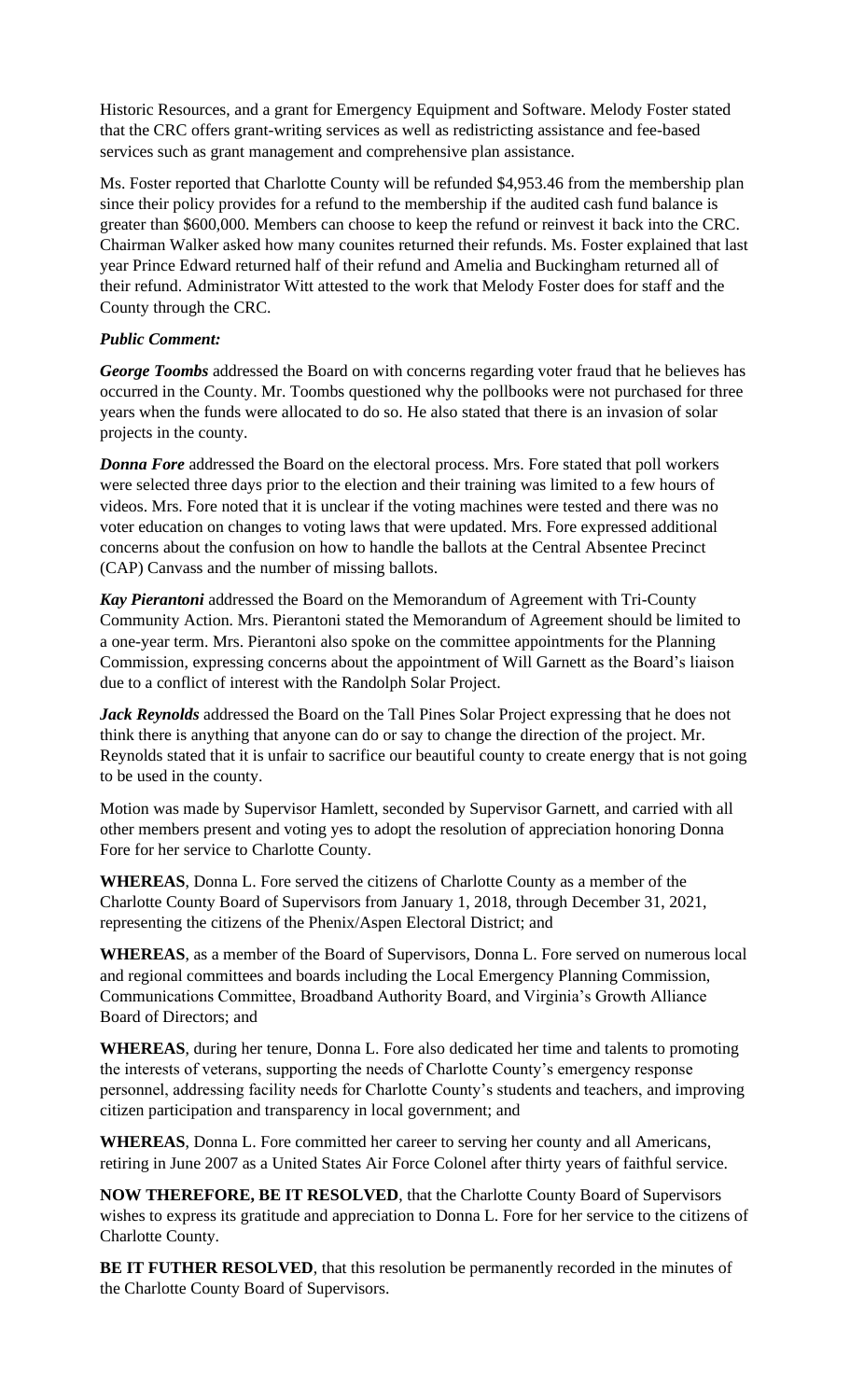Historic Resources, and a grant for Emergency Equipment and Software. Melody Foster stated that the CRC offers grant-writing services as well as redistricting assistance and fee-based services such as grant management and comprehensive plan assistance.

Ms. Foster reported that Charlotte County will be refunded $4,953.46 from the membership plan since their policy provides for a refund to the membership if the audited cash fund balance is greater than $600,000. Members can choose to keep the refund or reinvest it back into the CRC. Chairman Walker asked how many counites returned their refunds. Ms. Foster explained that last year Prince Edward returned half of their refund and Amelia and Buckingham returned all of their refund. Administrator Witt attested to the work that Melody Foster does for staff and the County through the CRC.

***Public Comment:***

***George Toombs*** addressed the Board on with concerns regarding voter fraud that he believes has occurred in the County. Mr. Toombs questioned why the pollbooks were not purchased for three years when the funds were allocated to do so. He also stated that there is an invasion of solar projects in the county.

***Donna Fore*** addressed the Board on the electoral process. Mrs. Fore stated that poll workers were selected three days prior to the election and their training was limited to a few hours of videos. Mrs. Fore noted that it is unclear if the voting machines were tested and there was no voter education on changes to voting laws that were updated. Mrs. Fore expressed additional concerns about the confusion on how to handle the ballots at the Central Absentee Precinct (CAP) Canvass and the number of missing ballots.

***Kay Pierantoni*** addressed the Board on the Memorandum of Agreement with Tri-County Community Action. Mrs. Pierantoni stated the Memorandum of Agreement should be limited to a one-year term. Mrs. Pierantoni also spoke on the committee appointments for the Planning Commission, expressing concerns about the appointment of Will Garnett as the Board's liaison due to a conflict of interest with the Randolph Solar Project.

***Jack Reynolds*** addressed the Board on the Tall Pines Solar Project expressing that he does not think there is anything that anyone can do or say to change the direction of the project. Mr. Reynolds stated that it is unfair to sacrifice our beautiful county to create energy that is not going to be used in the county.

Motion was made by Supervisor Hamlett, seconded by Supervisor Garnett, and carried with all other members present and voting yes to adopt the resolution of appreciation honoring Donna Fore for her service to Charlotte County.

**WHEREAS**, Donna L. Fore served the citizens of Charlotte County as a member of the Charlotte County Board of Supervisors from January 1, 2018, through December 31, 2021, representing the citizens of the Phenix/Aspen Electoral District; and

**WHEREAS**, as a member of the Board of Supervisors, Donna L. Fore served on numerous local and regional committees and boards including the Local Emergency Planning Commission, Communications Committee, Broadband Authority Board, and Virginia's Growth Alliance Board of Directors; and

**WHEREAS**, during her tenure, Donna L. Fore also dedicated her time and talents to promoting the interests of veterans, supporting the needs of Charlotte County's emergency response personnel, addressing facility needs for Charlotte County's students and teachers, and improving citizen participation and transparency in local government; and

**WHEREAS**, Donna L. Fore committed her career to serving her county and all Americans, retiring in June 2007 as a United States Air Force Colonel after thirty years of faithful service.

**NOW THEREFORE, BE IT RESOLVED**, that the Charlotte County Board of Supervisors wishes to express its gratitude and appreciation to Donna L. Fore for her service to the citizens of Charlotte County.

**BE IT FUTHER RESOLVED**, that this resolution be permanently recorded in the minutes of the Charlotte County Board of Supervisors.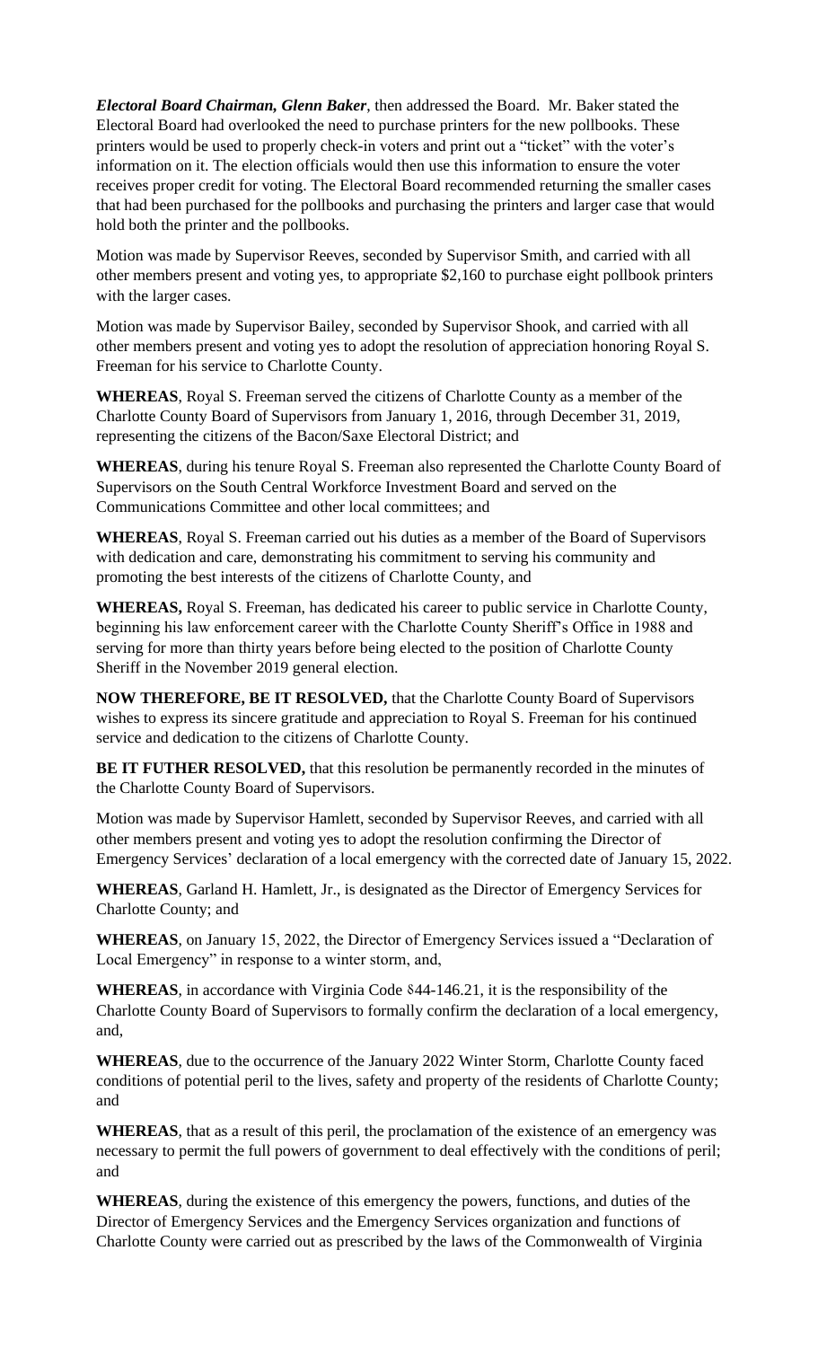***Electoral Board Chairman, Glenn Baker***, then addressed the Board. Mr. Baker stated the Electoral Board had overlooked the need to purchase printers for the new pollbooks. These printers would be used to properly check-in voters and print out a "ticket" with the voter's information on it. The election officials would then use this information to ensure the voter receives proper credit for voting. The Electoral Board recommended returning the smaller cases that had been purchased for the pollbooks and purchasing the printers and larger case that would hold both the printer and the pollbooks.

Motion was made by Supervisor Reeves, seconded by Supervisor Smith, and carried with all other members present and voting yes, to appropriate $2,160 to purchase eight pollbook printers with the larger cases.

Motion was made by Supervisor Bailey, seconded by Supervisor Shook, and carried with all other members present and voting yes to adopt the resolution of appreciation honoring Royal S. Freeman for his service to Charlotte County.

**WHEREAS**, Royal S. Freeman served the citizens of Charlotte County as a member of the Charlotte County Board of Supervisors from January 1, 2016, through December 31, 2019, representing the citizens of the Bacon/Saxe Electoral District; and

**WHEREAS**, during his tenure Royal S. Freeman also represented the Charlotte County Board of Supervisors on the South Central Workforce Investment Board and served on the Communications Committee and other local committees; and

**WHEREAS**, Royal S. Freeman carried out his duties as a member of the Board of Supervisors with dedication and care, demonstrating his commitment to serving his community and promoting the best interests of the citizens of Charlotte County, and

**WHEREAS,** Royal S. Freeman, has dedicated his career to public service in Charlotte County, beginning his law enforcement career with the Charlotte County Sheriff's Office in 1988 and serving for more than thirty years before being elected to the position of Charlotte County Sheriff in the November 2019 general election.

**NOW THEREFORE, BE IT RESOLVED,** that the Charlotte County Board of Supervisors wishes to express its sincere gratitude and appreciation to Royal S. Freeman for his continued service and dedication to the citizens of Charlotte County.

**BE IT FUTHER RESOLVED,** that this resolution be permanently recorded in the minutes of the Charlotte County Board of Supervisors.

Motion was made by Supervisor Hamlett, seconded by Supervisor Reeves, and carried with all other members present and voting yes to adopt the resolution confirming the Director of Emergency Services' declaration of a local emergency with the corrected date of January 15, 2022.

**WHEREAS**, Garland H. Hamlett, Jr., is designated as the Director of Emergency Services for Charlotte County; and

**WHEREAS**, on January 15, 2022, the Director of Emergency Services issued a "Declaration of Local Emergency" in response to a winter storm, and,

**WHEREAS**, in accordance with Virginia Code §44-146.21, it is the responsibility of the Charlotte County Board of Supervisors to formally confirm the declaration of a local emergency, and,

**WHEREAS**, due to the occurrence of the January 2022 Winter Storm, Charlotte County faced conditions of potential peril to the lives, safety and property of the residents of Charlotte County; and

**WHEREAS**, that as a result of this peril, the proclamation of the existence of an emergency was necessary to permit the full powers of government to deal effectively with the conditions of peril; and

**WHEREAS**, during the existence of this emergency the powers, functions, and duties of the Director of Emergency Services and the Emergency Services organization and functions of Charlotte County were carried out as prescribed by the laws of the Commonwealth of Virginia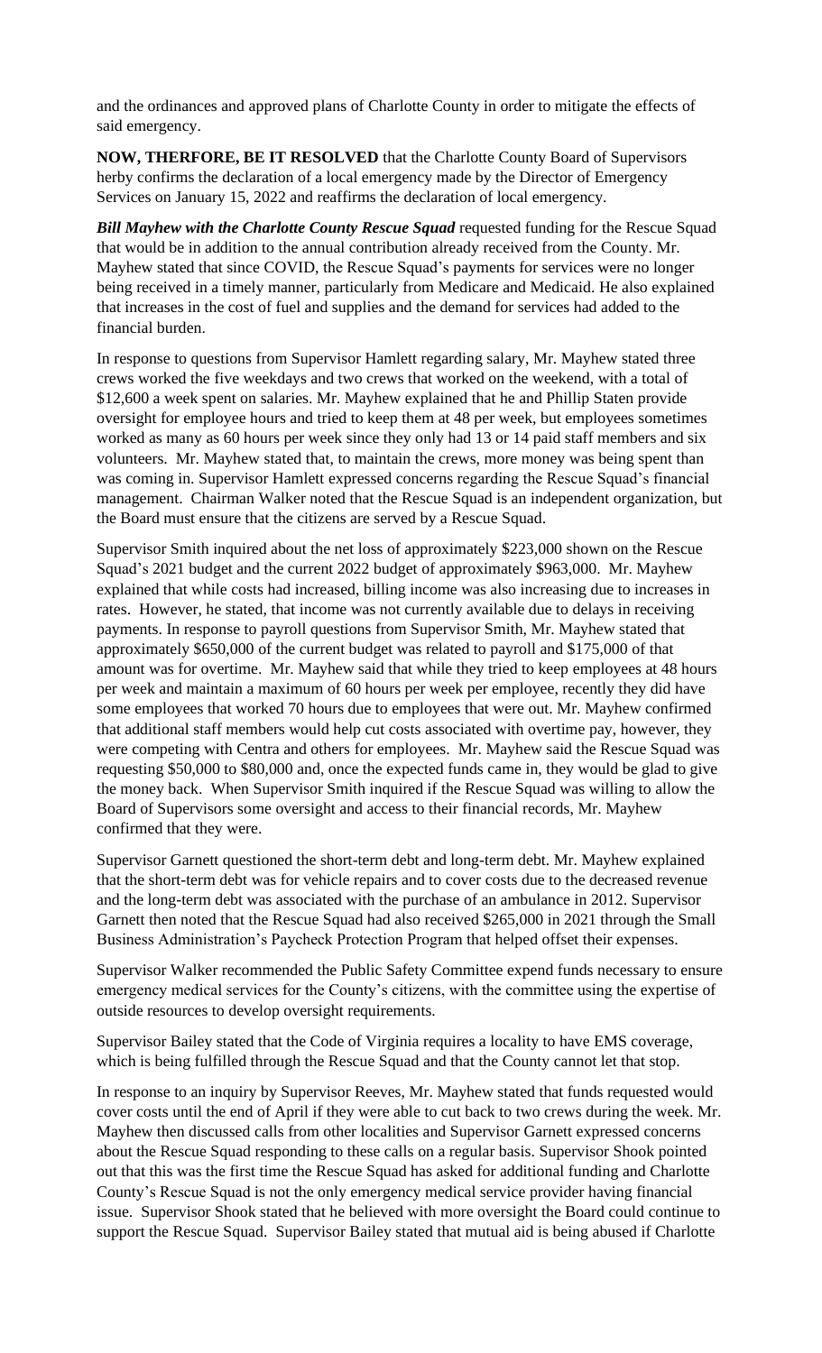and the ordinances and approved plans of Charlotte County in order to mitigate the effects of said emergency.

**NOW, THERFORE, BE IT RESOLVED** that the Charlotte County Board of Supervisors herby confirms the declaration of a local emergency made by the Director of Emergency Services on January 15, 2022 and reaffirms the declaration of local emergency.

***Bill Mayhew with the Charlotte County Rescue Squad*** requested funding for the Rescue Squad that would be in addition to the annual contribution already received from the County. Mr. Mayhew stated that since COVID, the Rescue Squad's payments for services were no longer being received in a timely manner, particularly from Medicare and Medicaid. He also explained that increases in the cost of fuel and supplies and the demand for services had added to the financial burden.

In response to questions from Supervisor Hamlett regarding salary, Mr. Mayhew stated three crews worked the five weekdays and two crews that worked on the weekend, with a total of $12,600 a week spent on salaries. Mr. Mayhew explained that he and Phillip Staten provide oversight for employee hours and tried to keep them at 48 per week, but employees sometimes worked as many as 60 hours per week since they only had 13 or 14 paid staff members and six volunteers. Mr. Mayhew stated that, to maintain the crews, more money was being spent than was coming in. Supervisor Hamlett expressed concerns regarding the Rescue Squad's financial management. Chairman Walker noted that the Rescue Squad is an independent organization, but the Board must ensure that the citizens are served by a Rescue Squad.

Supervisor Smith inquired about the net loss of approximately $223,000 shown on the Rescue Squad's 2021 budget and the current 2022 budget of approximately $963,000. Mr. Mayhew explained that while costs had increased, billing income was also increasing due to increases in rates. However, he stated, that income was not currently available due to delays in receiving payments. In response to payroll questions from Supervisor Smith, Mr. Mayhew stated that approximately $650,000 of the current budget was related to payroll and $175,000 of that amount was for overtime. Mr. Mayhew said that while they tried to keep employees at 48 hours per week and maintain a maximum of 60 hours per week per employee, recently they did have some employees that worked 70 hours due to employees that were out. Mr. Mayhew confirmed that additional staff members would help cut costs associated with overtime pay, however, they were competing with Centra and others for employees. Mr. Mayhew said the Rescue Squad was requesting $50,000 to $80,000 and, once the expected funds came in, they would be glad to give the money back. When Supervisor Smith inquired if the Rescue Squad was willing to allow the Board of Supervisors some oversight and access to their financial records, Mr. Mayhew confirmed that they were.

Supervisor Garnett questioned the short-term debt and long-term debt. Mr. Mayhew explained that the short-term debt was for vehicle repairs and to cover costs due to the decreased revenue and the long-term debt was associated with the purchase of an ambulance in 2012. Supervisor Garnett then noted that the Rescue Squad had also received $265,000 in 2021 through the Small Business Administration's Paycheck Protection Program that helped offset their expenses.

Supervisor Walker recommended the Public Safety Committee expend funds necessary to ensure emergency medical services for the County's citizens, with the committee using the expertise of outside resources to develop oversight requirements.

Supervisor Bailey stated that the Code of Virginia requires a locality to have EMS coverage, which is being fulfilled through the Rescue Squad and that the County cannot let that stop.

In response to an inquiry by Supervisor Reeves, Mr. Mayhew stated that funds requested would cover costs until the end of April if they were able to cut back to two crews during the week. Mr. Mayhew then discussed calls from other localities and Supervisor Garnett expressed concerns about the Rescue Squad responding to these calls on a regular basis. Supervisor Shook pointed out that this was the first time the Rescue Squad has asked for additional funding and Charlotte County's Rescue Squad is not the only emergency medical service provider having financial issue. Supervisor Shook stated that he believed with more oversight the Board could continue to support the Rescue Squad. Supervisor Bailey stated that mutual aid is being abused if Charlotte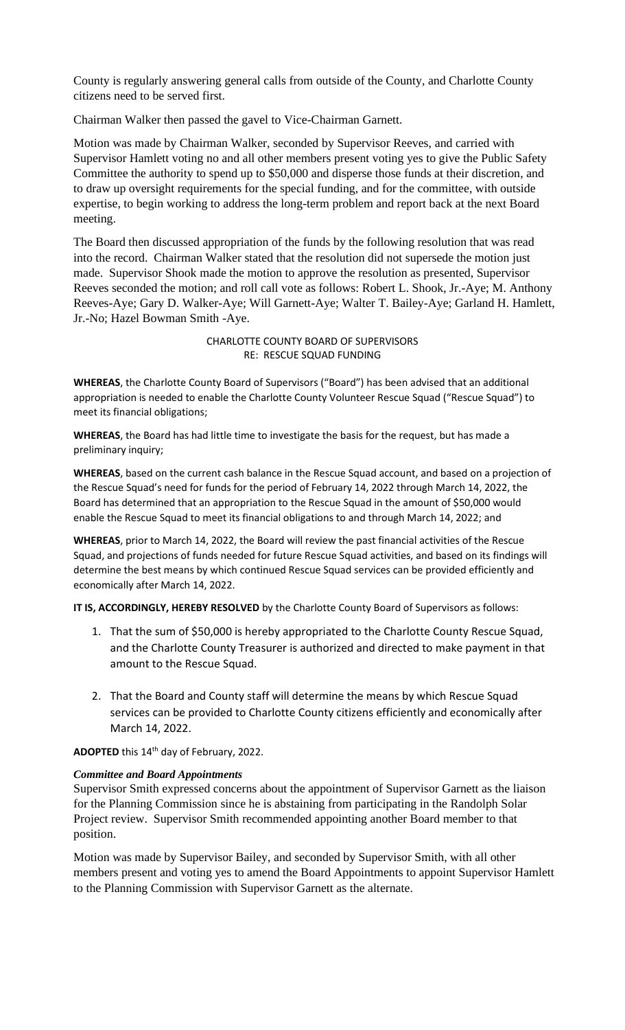County is regularly answering general calls from outside of the County, and Charlotte County citizens need to be served first.

Chairman Walker then passed the gavel to Vice-Chairman Garnett.

Motion was made by Chairman Walker, seconded by Supervisor Reeves, and carried with Supervisor Hamlett voting no and all other members present voting yes to give the Public Safety Committee the authority to spend up to $50,000 and disperse those funds at their discretion, and to draw up oversight requirements for the special funding, and for the committee, with outside expertise, to begin working to address the long-term problem and report back at the next Board meeting.

The Board then discussed appropriation of the funds by the following resolution that was read into the record. Chairman Walker stated that the resolution did not supersede the motion just made. Supervisor Shook made the motion to approve the resolution as presented, Supervisor Reeves seconded the motion; and roll call vote as follows: Robert L. Shook, Jr.-Aye; M. Anthony Reeves-Aye; Gary D. Walker-Aye; Will Garnett-Aye; Walter T. Bailey-Aye; Garland H. Hamlett, Jr.-No; Hazel Bowman Smith -Aye.

CHARLOTTE COUNTY BOARD OF SUPERVISORS
RE: RESCUE SQUAD FUNDING

**WHEREAS**, the Charlotte County Board of Supervisors ("Board") has been advised that an additional appropriation is needed to enable the Charlotte County Volunteer Rescue Squad ("Rescue Squad") to meet its financial obligations;

**WHEREAS**, the Board has had little time to investigate the basis for the request, but has made a preliminary inquiry;

**WHEREAS**, based on the current cash balance in the Rescue Squad account, and based on a projection of the Rescue Squad's need for funds for the period of February 14, 2022 through March 14, 2022, the Board has determined that an appropriation to the Rescue Squad in the amount of $50,000 would enable the Rescue Squad to meet its financial obligations to and through March 14, 2022; and

**WHEREAS**, prior to March 14, 2022, the Board will review the past financial activities of the Rescue Squad, and projections of funds needed for future Rescue Squad activities, and based on its findings will determine the best means by which continued Rescue Squad services can be provided efficiently and economically after March 14, 2022.

**IT IS, ACCORDINGLY, HEREBY RESOLVED** by the Charlotte County Board of Supervisors as follows:

1. That the sum of $50,000 is hereby appropriated to the Charlotte County Rescue Squad, and the Charlotte County Treasurer is authorized and directed to make payment in that amount to the Rescue Squad.

2. That the Board and County staff will determine the means by which Rescue Squad services can be provided to Charlotte County citizens efficiently and economically after March 14, 2022.

**ADOPTED** this 14th day of February, 2022.

***Committee and Board Appointments***

Supervisor Smith expressed concerns about the appointment of Supervisor Garnett as the liaison for the Planning Commission since he is abstaining from participating in the Randolph Solar Project review. Supervisor Smith recommended appointing another Board member to that position.

Motion was made by Supervisor Bailey, and seconded by Supervisor Smith, with all other members present and voting yes to amend the Board Appointments to appoint Supervisor Hamlett to the Planning Commission with Supervisor Garnett as the alternate.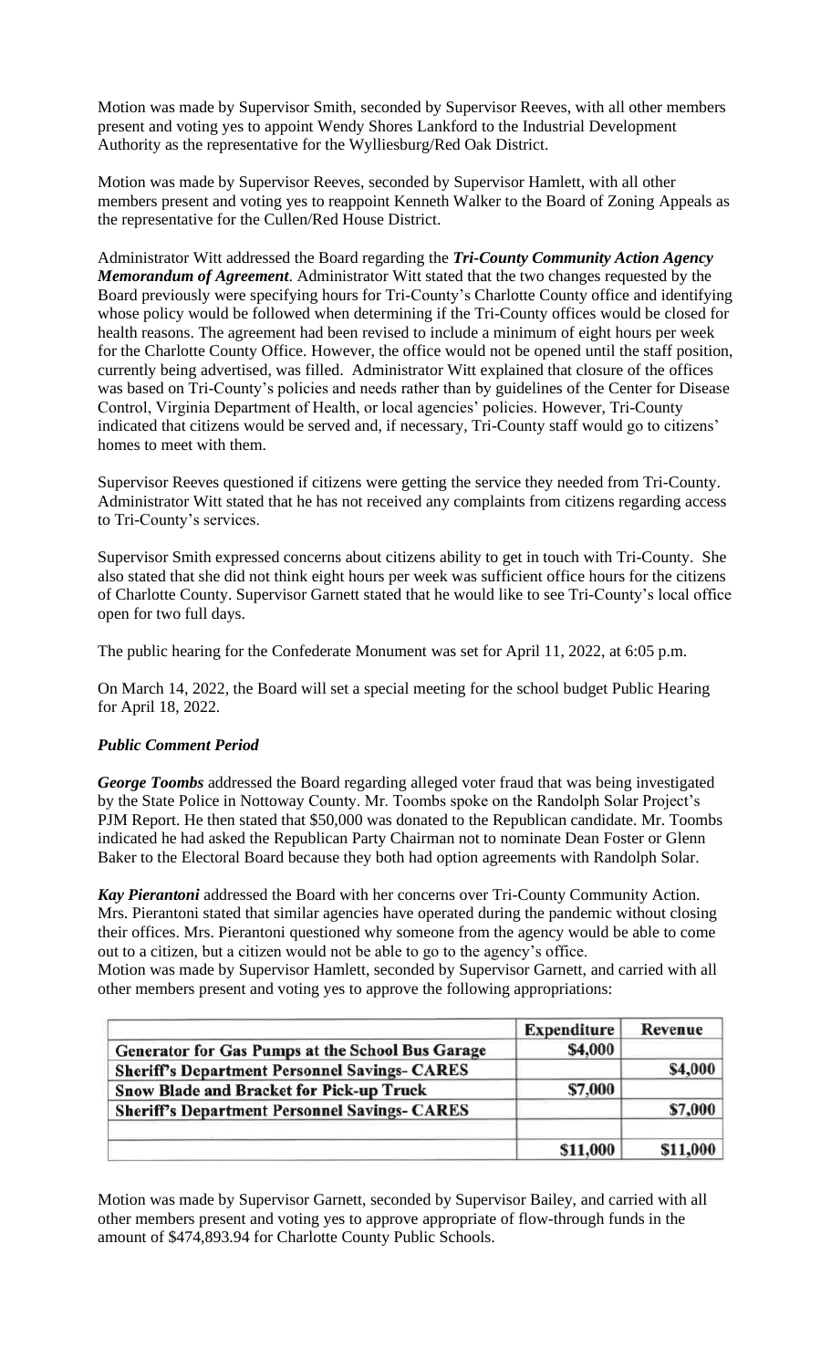Motion was made by Supervisor Smith, seconded by Supervisor Reeves, with all other members present and voting yes to appoint Wendy Shores Lankford to the Industrial Development Authority as the representative for the Wylliesburg/Red Oak District.

Motion was made by Supervisor Reeves, seconded by Supervisor Hamlett, with all other members present and voting yes to reappoint Kenneth Walker to the Board of Zoning Appeals as the representative for the Cullen/Red House District.

Administrator Witt addressed the Board regarding the ***Tri-County Community Action Agency Memorandum of Agreement***. Administrator Witt stated that the two changes requested by the Board previously were specifying hours for Tri-County's Charlotte County office and identifying whose policy would be followed when determining if the Tri-County offices would be closed for health reasons. The agreement had been revised to include a minimum of eight hours per week for the Charlotte County Office. However, the office would not be opened until the staff position, currently being advertised, was filled. Administrator Witt explained that closure of the offices was based on Tri-County's policies and needs rather than by guidelines of the Center for Disease Control, Virginia Department of Health, or local agencies' policies. However, Tri-County indicated that citizens would be served and, if necessary, Tri-County staff would go to citizens' homes to meet with them.

Supervisor Reeves questioned if citizens were getting the service they needed from Tri-County. Administrator Witt stated that he has not received any complaints from citizens regarding access to Tri-County's services.

Supervisor Smith expressed concerns about citizens ability to get in touch with Tri-County. She also stated that she did not think eight hours per week was sufficient office hours for the citizens of Charlotte County. Supervisor Garnett stated that he would like to see Tri-County's local office open for two full days.

The public hearing for the Confederate Monument was set for April 11, 2022, at 6:05 p.m.

On March 14, 2022, the Board will set a special meeting for the school budget Public Hearing for April 18, 2022.

***Public Comment Period***

***George Toombs*** addressed the Board regarding alleged voter fraud that was being investigated by the State Police in Nottoway County. Mr. Toombs spoke on the Randolph Solar Project's PJM Report. He then stated that $50,000 was donated to the Republican candidate. Mr. Toombs indicated he had asked the Republican Party Chairman not to nominate Dean Foster or Glenn Baker to the Electoral Board because they both had option agreements with Randolph Solar.

***Kay Pierantoni*** addressed the Board with her concerns over Tri-County Community Action. Mrs. Pierantoni stated that similar agencies have operated during the pandemic without closing their offices. Mrs. Pierantoni questioned why someone from the agency would be able to come out to a citizen, but a citizen would not be able to go to the agency's office.

Motion was made by Supervisor Hamlett, seconded by Supervisor Garnett, and carried with all other members present and voting yes to approve the following appropriations:

| | Expenditure | Revenue |
|---|---|---|
| **Generator for Gas Pumps at the School Bus Garage** | **$4,000** | |
| **Sheriff's Department Personnel Savings- CARES** | | **$4,000** |
| **Snow Blade and Bracket for Pick-up Truck** | **$7,000** | |
| **Sheriff's Department Personnel Savings- CARES** | | **$7,000** |
| | | |
| | **$11,000** | **$11,000** |

Motion was made by Supervisor Garnett, seconded by Supervisor Bailey, and carried with all other members present and voting yes to approve appropriate of flow-through funds in the amount of $474,893.94 for Charlotte County Public Schools.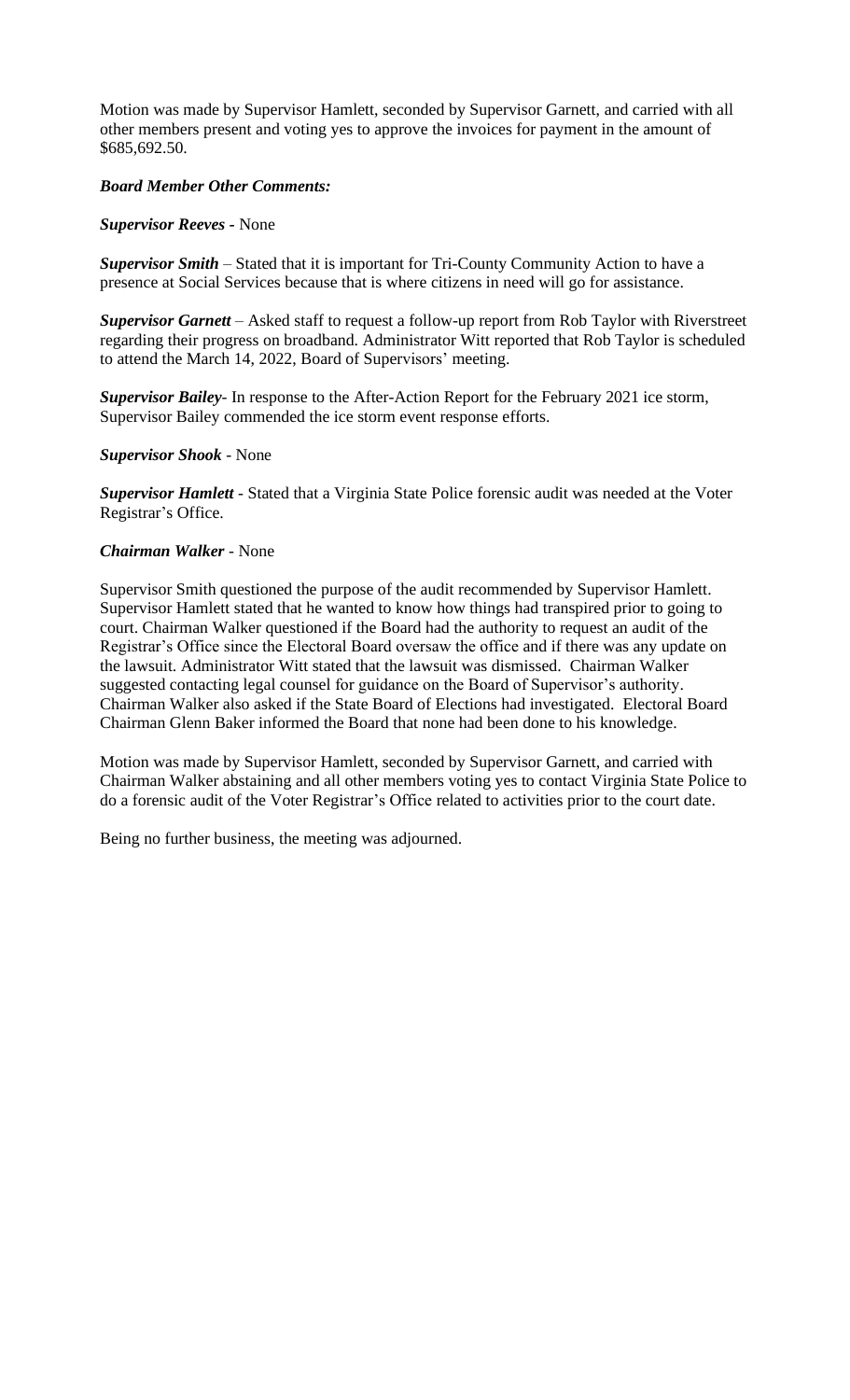Motion was made by Supervisor Hamlett, seconded by Supervisor Garnett, and carried with all other members present and voting yes to approve the invoices for payment in the amount of $685,692.50.

***Board Member Other Comments:***

***Supervisor Reeves*** **-** None

***Supervisor Smith*** – Stated that it is important for Tri-County Community Action to have a presence at Social Services because that is where citizens in need will go for assistance.

***Supervisor Garnett*** – Asked staff to request a follow-up report from Rob Taylor with Riverstreet regarding their progress on broadband. Administrator Witt reported that Rob Taylor is scheduled to attend the March 14, 2022, Board of Supervisors' meeting.

***Supervisor Bailey***- In response to the After-Action Report for the February 2021 ice storm, Supervisor Bailey commended the ice storm event response efforts.

***Supervisor Shook*** - None

***Supervisor Hamlett*** - Stated that a Virginia State Police forensic audit was needed at the Voter Registrar's Office.

***Chairman Walker*** - None

Supervisor Smith questioned the purpose of the audit recommended by Supervisor Hamlett. Supervisor Hamlett stated that he wanted to know how things had transpired prior to going to court. Chairman Walker questioned if the Board had the authority to request an audit of the Registrar's Office since the Electoral Board oversaw the office and if there was any update on the lawsuit. Administrator Witt stated that the lawsuit was dismissed. Chairman Walker suggested contacting legal counsel for guidance on the Board of Supervisor's authority. Chairman Walker also asked if the State Board of Elections had investigated. Electoral Board Chairman Glenn Baker informed the Board that none had been done to his knowledge.

Motion was made by Supervisor Hamlett, seconded by Supervisor Garnett, and carried with Chairman Walker abstaining and all other members voting yes to contact Virginia State Police to do a forensic audit of the Voter Registrar's Office related to activities prior to the court date.

Being no further business, the meeting was adjourned.